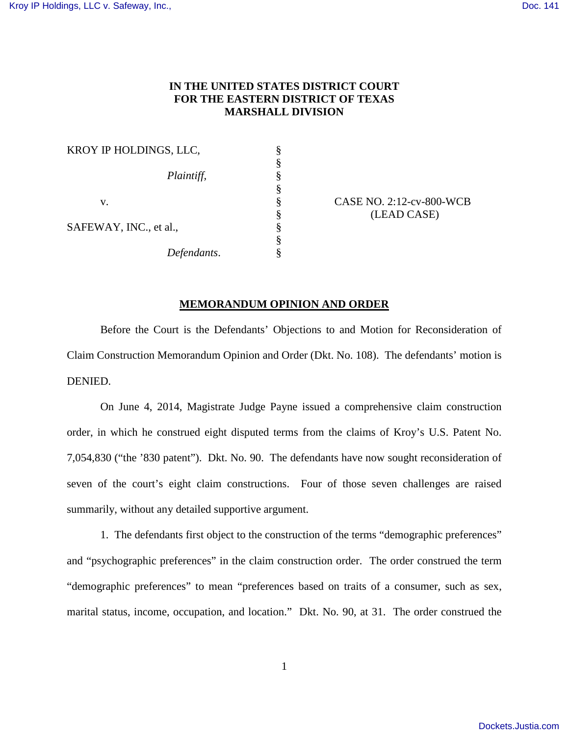**IN THE UNITED STATES DISTRICT COURT**
**FOR THE EASTERN DISTRICT OF TEXAS**
**MARSHALL DIVISION**

| | | |
|---|---|---|
| KROY IP HOLDINGS, LLC, | § | |
| | § | |
| *Plaintiff*, | § | |
| | § | |
| v. | § | CASE NO. 2:12-cv-800-WCB |
| | § | (LEAD CASE) |
| SAFEWAY, INC., et al., | § | |
| | § | |
| *Defendants*. | § | |

**MEMORANDUM OPINION AND ORDER**

Before the Court is the Defendants' Objections to and Motion for Reconsideration of Claim Construction Memorandum Opinion and Order (Dkt. No. 108). The defendants' motion is DENIED.

On June 4, 2014, Magistrate Judge Payne issued a comprehensive claim construction order, in which he construed eight disputed terms from the claims of Kroy's U.S. Patent No. 7,054,830 ("the '830 patent"). Dkt. No. 90. The defendants have now sought reconsideration of seven of the court's eight claim constructions. Four of those seven challenges are raised summarily, without any detailed supportive argument.

1. The defendants first object to the construction of the terms "demographic preferences" and "psychographic preferences" in the claim construction order. The order construed the term "demographic preferences" to mean "preferences based on traits of a consumer, such as sex, marital status, income, occupation, and location." Dkt. No. 90, at 31. The order construed the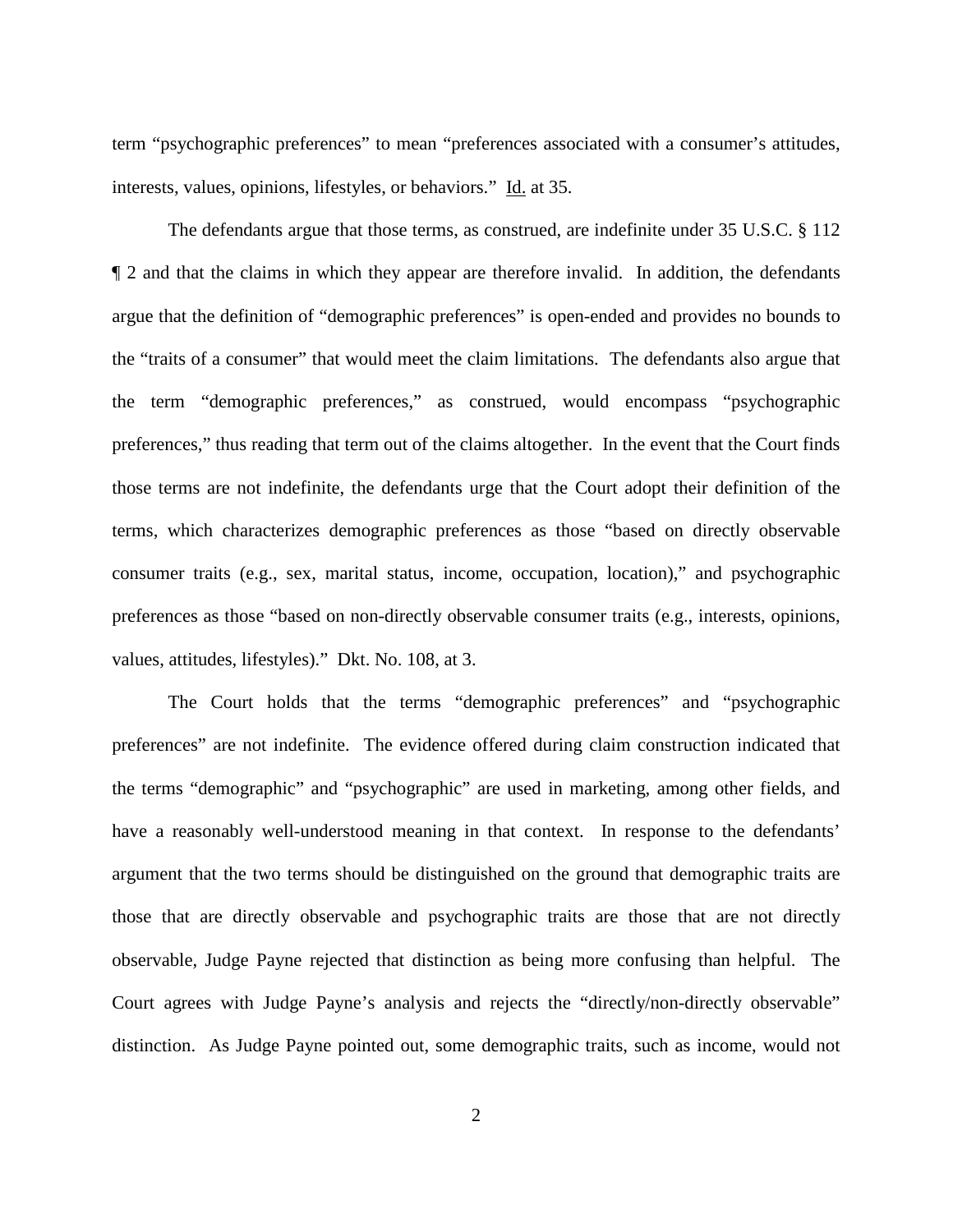term "psychographic preferences" to mean "preferences associated with a consumer's attitudes, interests, values, opinions, lifestyles, or behaviors." Id. at 35.

The defendants argue that those terms, as construed, are indefinite under 35 U.S.C. § 112 ¶ 2 and that the claims in which they appear are therefore invalid. In addition, the defendants argue that the definition of "demographic preferences" is open-ended and provides no bounds to the "traits of a consumer" that would meet the claim limitations. The defendants also argue that the term "demographic preferences," as construed, would encompass "psychographic preferences," thus reading that term out of the claims altogether. In the event that the Court finds those terms are not indefinite, the defendants urge that the Court adopt their definition of the terms, which characterizes demographic preferences as those "based on directly observable consumer traits (e.g., sex, marital status, income, occupation, location)," and psychographic preferences as those "based on non-directly observable consumer traits (e.g., interests, opinions, values, attitudes, lifestyles)." Dkt. No. 108, at 3.

The Court holds that the terms "demographic preferences" and "psychographic preferences" are not indefinite. The evidence offered during claim construction indicated that the terms "demographic" and "psychographic" are used in marketing, among other fields, and have a reasonably well-understood meaning in that context. In response to the defendants' argument that the two terms should be distinguished on the ground that demographic traits are those that are directly observable and psychographic traits are those that are not directly observable, Judge Payne rejected that distinction as being more confusing than helpful. The Court agrees with Judge Payne's analysis and rejects the "directly/non-directly observable" distinction. As Judge Payne pointed out, some demographic traits, such as income, would not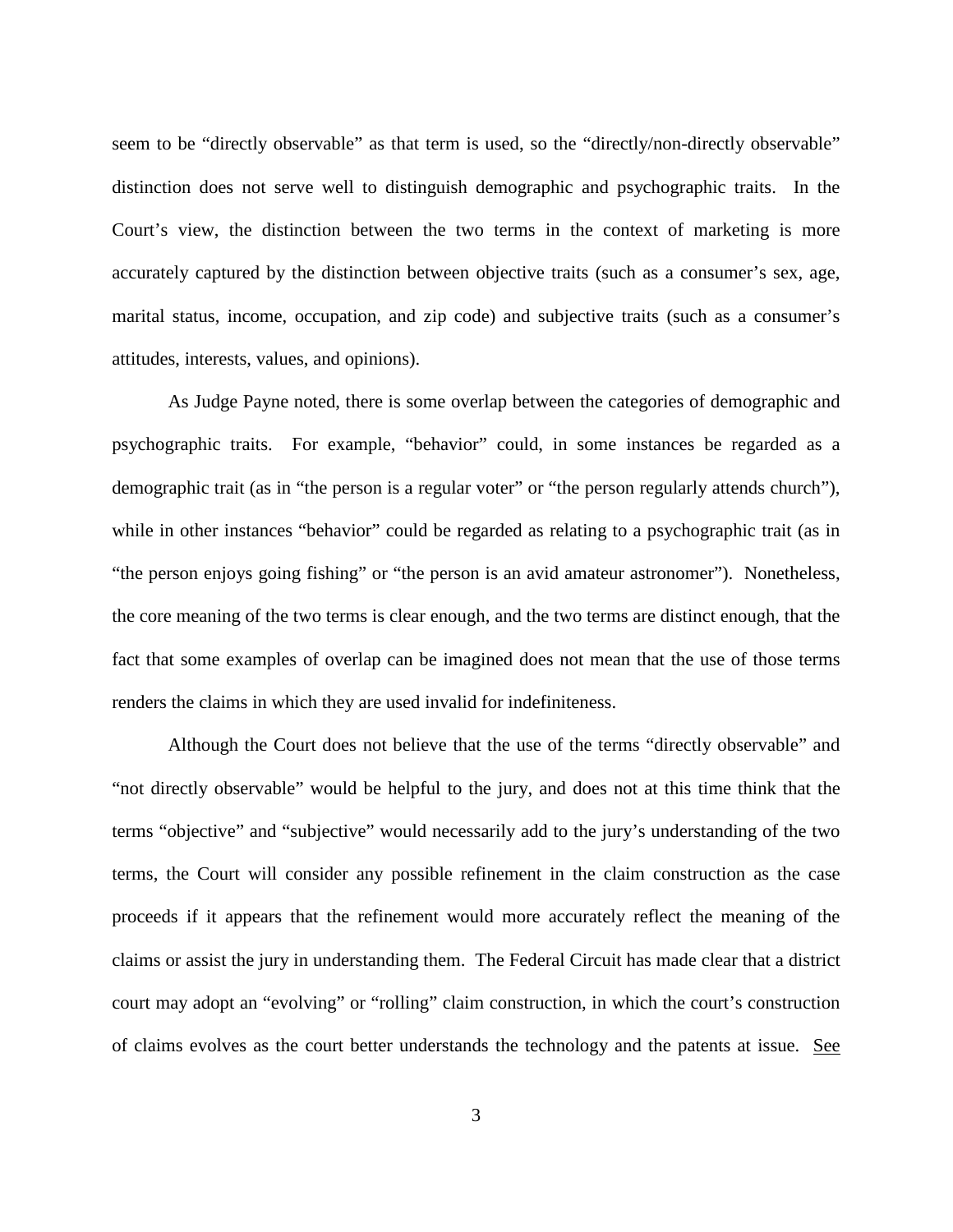seem to be "directly observable" as that term is used, so the "directly/non-directly observable" distinction does not serve well to distinguish demographic and psychographic traits. In the Court's view, the distinction between the two terms in the context of marketing is more accurately captured by the distinction between objective traits (such as a consumer's sex, age, marital status, income, occupation, and zip code) and subjective traits (such as a consumer's attitudes, interests, values, and opinions).

As Judge Payne noted, there is some overlap between the categories of demographic and psychographic traits. For example, "behavior" could, in some instances be regarded as a demographic trait (as in "the person is a regular voter" or "the person regularly attends church"), while in other instances "behavior" could be regarded as relating to a psychographic trait (as in "the person enjoys going fishing" or "the person is an avid amateur astronomer"). Nonetheless, the core meaning of the two terms is clear enough, and the two terms are distinct enough, that the fact that some examples of overlap can be imagined does not mean that the use of those terms renders the claims in which they are used invalid for indefiniteness.

Although the Court does not believe that the use of the terms "directly observable" and "not directly observable" would be helpful to the jury, and does not at this time think that the terms "objective" and "subjective" would necessarily add to the jury's understanding of the two terms, the Court will consider any possible refinement in the claim construction as the case proceeds if it appears that the refinement would more accurately reflect the meaning of the claims or assist the jury in understanding them. The Federal Circuit has made clear that a district court may adopt an "evolving" or "rolling" claim construction, in which the court's construction of claims evolves as the court better understands the technology and the patents at issue. See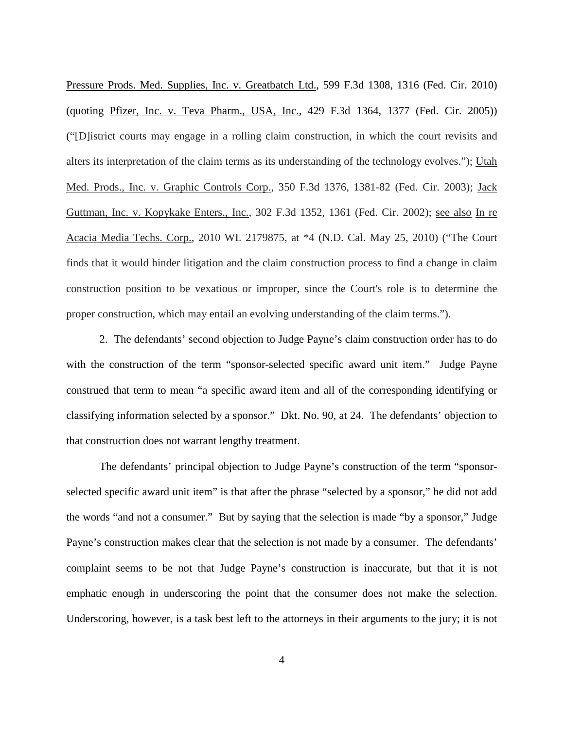Pressure Prods. Med. Supplies, Inc. v. Greatbatch Ltd., 599 F.3d 1308, 1316 (Fed. Cir. 2010) (quoting Pfizer, Inc. v. Teva Pharm., USA, Inc., 429 F.3d 1364, 1377 (Fed. Cir. 2005)) ("[D]istrict courts may engage in a rolling claim construction, in which the court revisits and alters its interpretation of the claim terms as its understanding of the technology evolves."); Utah Med. Prods., Inc. v. Graphic Controls Corp., 350 F.3d 1376, 1381-82 (Fed. Cir. 2003); Jack Guttman, Inc. v. Kopykake Enters., Inc., 302 F.3d 1352, 1361 (Fed. Cir. 2002); see also In re Acacia Media Techs. Corp., 2010 WL 2179875, at *4 (N.D. Cal. May 25, 2010) ("The Court finds that it would hinder litigation and the claim construction process to find a change in claim construction position to be vexatious or improper, since the Court's role is to determine the proper construction, which may entail an evolving understanding of the claim terms.").

2. The defendants' second objection to Judge Payne's claim construction order has to do with the construction of the term "sponsor-selected specific award unit item." Judge Payne construed that term to mean "a specific award item and all of the corresponding identifying or classifying information selected by a sponsor." Dkt. No. 90, at 24. The defendants' objection to that construction does not warrant lengthy treatment.

The defendants' principal objection to Judge Payne's construction of the term "sponsor-selected specific award unit item" is that after the phrase "selected by a sponsor," he did not add the words "and not a consumer." But by saying that the selection is made "by a sponsor," Judge Payne's construction makes clear that the selection is not made by a consumer. The defendants' complaint seems to be not that Judge Payne's construction is inaccurate, but that it is not emphatic enough in underscoring the point that the consumer does not make the selection. Underscoring, however, is a task best left to the attorneys in their arguments to the jury; it is not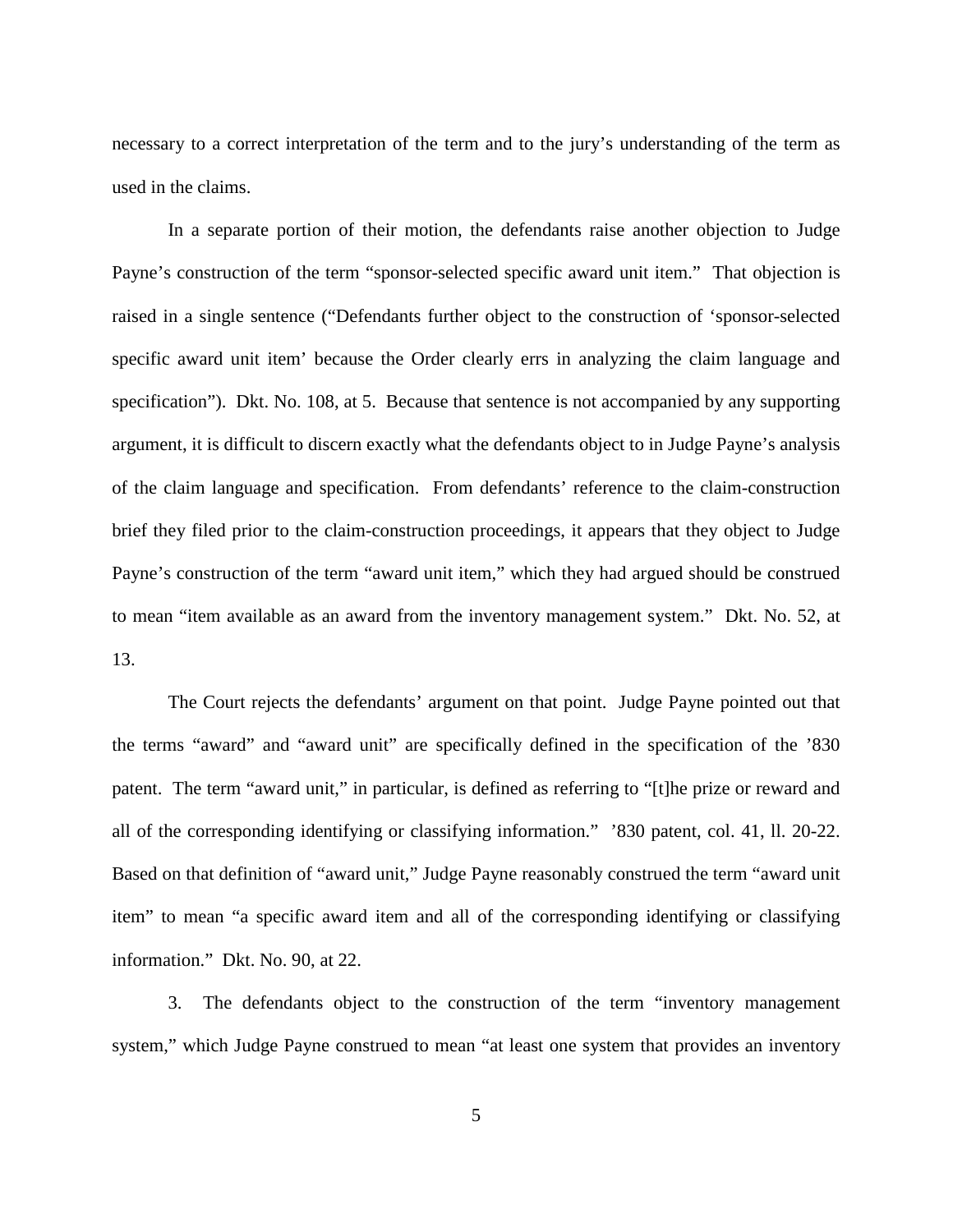necessary to a correct interpretation of the term and to the jury's understanding of the term as used in the claims.

In a separate portion of their motion, the defendants raise another objection to Judge Payne's construction of the term "sponsor-selected specific award unit item." That objection is raised in a single sentence ("Defendants further object to the construction of 'sponsor-selected specific award unit item' because the Order clearly errs in analyzing the claim language and specification"). Dkt. No. 108, at 5. Because that sentence is not accompanied by any supporting argument, it is difficult to discern exactly what the defendants object to in Judge Payne's analysis of the claim language and specification. From defendants' reference to the claim-construction brief they filed prior to the claim-construction proceedings, it appears that they object to Judge Payne's construction of the term "award unit item," which they had argued should be construed to mean "item available as an award from the inventory management system." Dkt. No. 52, at 13.

The Court rejects the defendants' argument on that point. Judge Payne pointed out that the terms "award" and "award unit" are specifically defined in the specification of the '830 patent. The term "award unit," in particular, is defined as referring to "[t]he prize or reward and all of the corresponding identifying or classifying information." '830 patent, col. 41, ll. 20-22. Based on that definition of "award unit," Judge Payne reasonably construed the term "award unit item" to mean "a specific award item and all of the corresponding identifying or classifying information." Dkt. No. 90, at 22.

3. The defendants object to the construction of the term "inventory management system," which Judge Payne construed to mean "at least one system that provides an inventory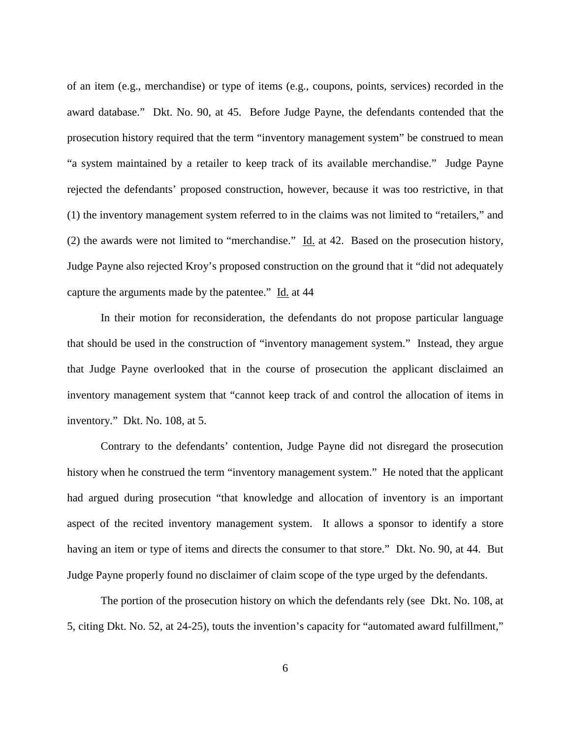of an item (e.g., merchandise) or type of items (e.g., coupons, points, services) recorded in the award database." Dkt. No. 90, at 45. Before Judge Payne, the defendants contended that the prosecution history required that the term "inventory management system" be construed to mean "a system maintained by a retailer to keep track of its available merchandise." Judge Payne rejected the defendants' proposed construction, however, because it was too restrictive, in that (1) the inventory management system referred to in the claims was not limited to "retailers," and (2) the awards were not limited to "merchandise." Id. at 42. Based on the prosecution history, Judge Payne also rejected Kroy's proposed construction on the ground that it "did not adequately capture the arguments made by the patentee." Id. at 44

In their motion for reconsideration, the defendants do not propose particular language that should be used in the construction of "inventory management system." Instead, they argue that Judge Payne overlooked that in the course of prosecution the applicant disclaimed an inventory management system that "cannot keep track of and control the allocation of items in inventory." Dkt. No. 108, at 5.

Contrary to the defendants' contention, Judge Payne did not disregard the prosecution history when he construed the term "inventory management system." He noted that the applicant had argued during prosecution "that knowledge and allocation of inventory is an important aspect of the recited inventory management system. It allows a sponsor to identify a store having an item or type of items and directs the consumer to that store." Dkt. No. 90, at 44. But Judge Payne properly found no disclaimer of claim scope of the type urged by the defendants.

The portion of the prosecution history on which the defendants rely (see Dkt. No. 108, at 5, citing Dkt. No. 52, at 24-25), touts the invention's capacity for "automated award fulfillment,"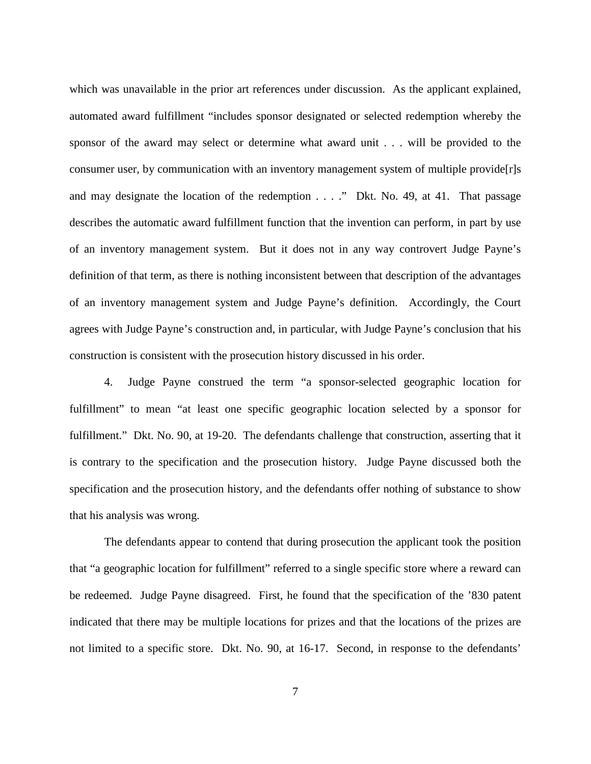which was unavailable in the prior art references under discussion. As the applicant explained, automated award fulfillment "includes sponsor designated or selected redemption whereby the sponsor of the award may select or determine what award unit . . . will be provided to the consumer user, by communication with an inventory management system of multiple provide[r]s and may designate the location of the redemption . . . ." Dkt. No. 49, at 41. That passage describes the automatic award fulfillment function that the invention can perform, in part by use of an inventory management system. But it does not in any way controvert Judge Payne's definition of that term, as there is nothing inconsistent between that description of the advantages of an inventory management system and Judge Payne's definition. Accordingly, the Court agrees with Judge Payne's construction and, in particular, with Judge Payne's conclusion that his construction is consistent with the prosecution history discussed in his order.

4. Judge Payne construed the term "a sponsor-selected geographic location for fulfillment" to mean "at least one specific geographic location selected by a sponsor for fulfillment." Dkt. No. 90, at 19-20. The defendants challenge that construction, asserting that it is contrary to the specification and the prosecution history. Judge Payne discussed both the specification and the prosecution history, and the defendants offer nothing of substance to show that his analysis was wrong.

The defendants appear to contend that during prosecution the applicant took the position that "a geographic location for fulfillment" referred to a single specific store where a reward can be redeemed. Judge Payne disagreed. First, he found that the specification of the '830 patent indicated that there may be multiple locations for prizes and that the locations of the prizes are not limited to a specific store. Dkt. No. 90, at 16-17. Second, in response to the defendants'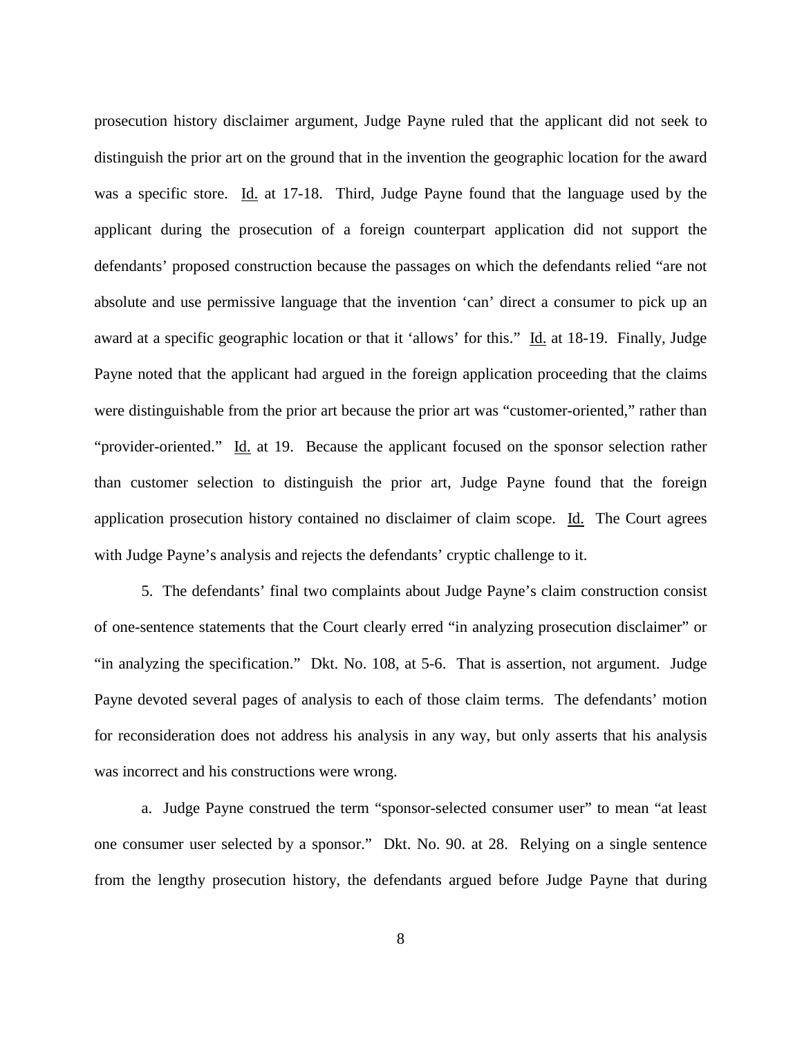prosecution history disclaimer argument, Judge Payne ruled that the applicant did not seek to distinguish the prior art on the ground that in the invention the geographic location for the award was a specific store. Id. at 17-18. Third, Judge Payne found that the language used by the applicant during the prosecution of a foreign counterpart application did not support the defendants' proposed construction because the passages on which the defendants relied "are not absolute and use permissive language that the invention 'can' direct a consumer to pick up an award at a specific geographic location or that it 'allows' for this." Id. at 18-19. Finally, Judge Payne noted that the applicant had argued in the foreign application proceeding that the claims were distinguishable from the prior art because the prior art was "customer-oriented," rather than "provider-oriented." Id. at 19. Because the applicant focused on the sponsor selection rather than customer selection to distinguish the prior art, Judge Payne found that the foreign application prosecution history contained no disclaimer of claim scope. Id. The Court agrees with Judge Payne's analysis and rejects the defendants' cryptic challenge to it.

5. The defendants' final two complaints about Judge Payne's claim construction consist of one-sentence statements that the Court clearly erred "in analyzing prosecution disclaimer" or "in analyzing the specification." Dkt. No. 108, at 5-6. That is assertion, not argument. Judge Payne devoted several pages of analysis to each of those claim terms. The defendants' motion for reconsideration does not address his analysis in any way, but only asserts that his analysis was incorrect and his constructions were wrong.

a. Judge Payne construed the term "sponsor-selected consumer user" to mean "at least one consumer user selected by a sponsor." Dkt. No. 90. at 28. Relying on a single sentence from the lengthy prosecution history, the defendants argued before Judge Payne that during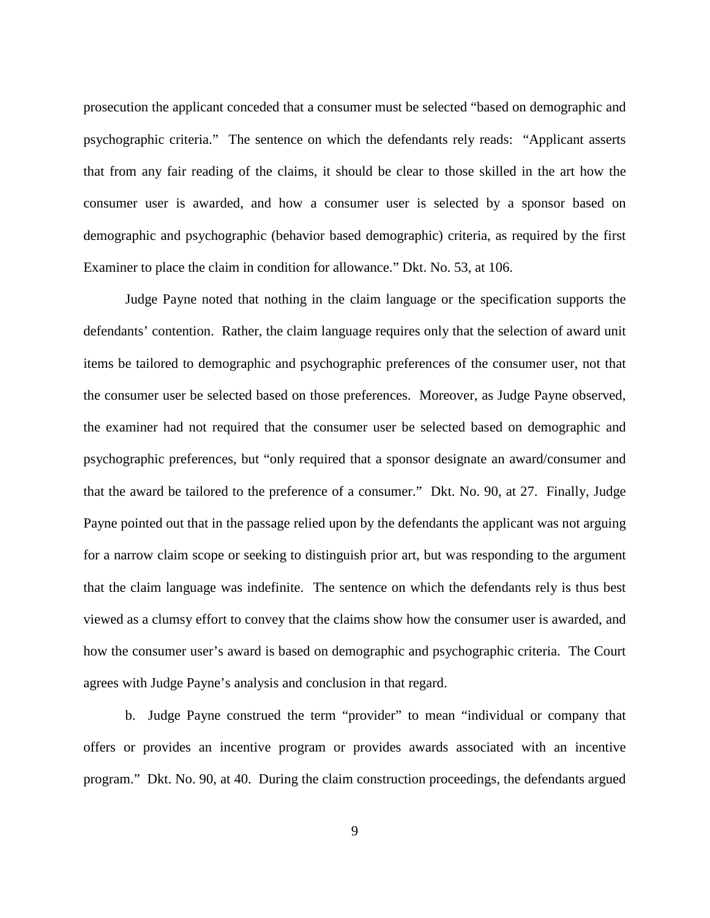prosecution the applicant conceded that a consumer must be selected "based on demographic and psychographic criteria." The sentence on which the defendants rely reads: "Applicant asserts that from any fair reading of the claims, it should be clear to those skilled in the art how the consumer user is awarded, and how a consumer user is selected by a sponsor based on demographic and psychographic (behavior based demographic) criteria, as required by the first Examiner to place the claim in condition for allowance." Dkt. No. 53, at 106.

Judge Payne noted that nothing in the claim language or the specification supports the defendants' contention. Rather, the claim language requires only that the selection of award unit items be tailored to demographic and psychographic preferences of the consumer user, not that the consumer user be selected based on those preferences. Moreover, as Judge Payne observed, the examiner had not required that the consumer user be selected based on demographic and psychographic preferences, but "only required that a sponsor designate an award/consumer and that the award be tailored to the preference of a consumer." Dkt. No. 90, at 27. Finally, Judge Payne pointed out that in the passage relied upon by the defendants the applicant was not arguing for a narrow claim scope or seeking to distinguish prior art, but was responding to the argument that the claim language was indefinite. The sentence on which the defendants rely is thus best viewed as a clumsy effort to convey that the claims show how the consumer user is awarded, and how the consumer user's award is based on demographic and psychographic criteria. The Court agrees with Judge Payne's analysis and conclusion in that regard.

b. Judge Payne construed the term "provider" to mean "individual or company that offers or provides an incentive program or provides awards associated with an incentive program." Dkt. No. 90, at 40. During the claim construction proceedings, the defendants argued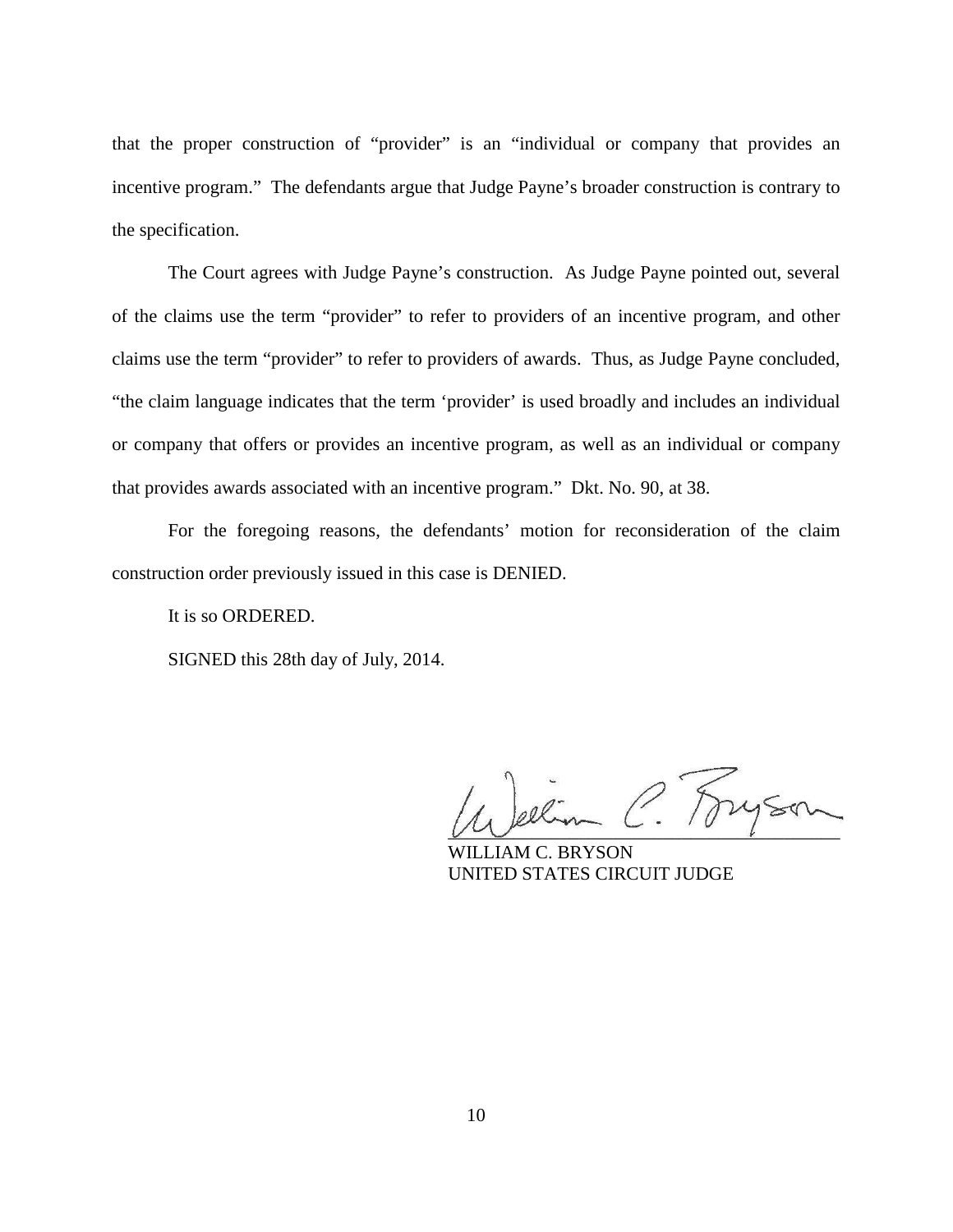that the proper construction of "provider" is an "individual or company that provides an incentive program." The defendants argue that Judge Payne's broader construction is contrary to the specification.

The Court agrees with Judge Payne's construction. As Judge Payne pointed out, several of the claims use the term "provider" to refer to providers of an incentive program, and other claims use the term "provider" to refer to providers of awards. Thus, as Judge Payne concluded, "the claim language indicates that the term 'provider' is used broadly and includes an individual or company that offers or provides an incentive program, as well as an individual or company that provides awards associated with an incentive program." Dkt. No. 90, at 38.

For the foregoing reasons, the defendants' motion for reconsideration of the claim construction order previously issued in this case is DENIED.

It is so ORDERED.

SIGNED this 28th day of July, 2014.

WILLIAM C. BRYSON
UNITED STATES CIRCUIT JUDGE